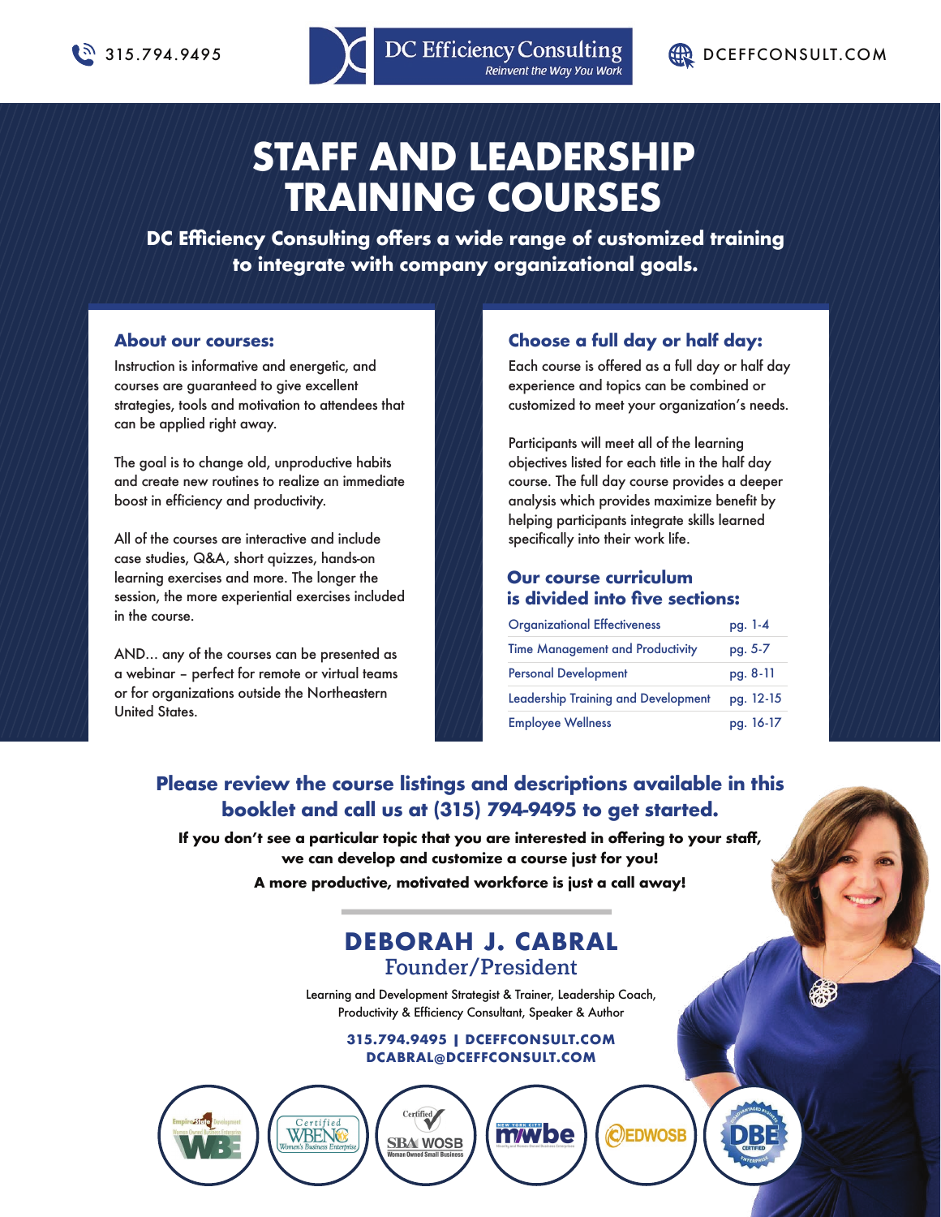315.794.9495

DC Efficiency Consulting
*Reinvent the Way You Work*

DCEFFCONSULT.COM

# STAFF AND LEADERSHIP TRAINING COURSES

**DC Efficiency Consulting offers a wide range of customized training to integrate with company organizational goals.**

## About our courses:

Instruction is informative and energetic, and courses are guaranteed to give excellent strategies, tools and motivation to attendees that can be applied right away.

The goal is to change old, unproductive habits and create new routines to realize an immediate boost in efficiency and productivity.

All of the courses are interactive and include case studies, Q&A, short quizzes, hands-on learning exercises and more. The longer the session, the more experiential exercises included in the course.

AND… any of the courses can be presented as a webinar – perfect for remote or virtual teams or for organizations outside the Northeastern United States.

## Choose a full day or half day:

Each course is offered as a full day or half day experience and topics can be combined or customized to meet your organization's needs.

Participants will meet all of the learning objectives listed for each title in the half day course. The full day course provides a deeper analysis which provides maximize benefit by helping participants integrate skills learned specifically into their work life.

## Our course curriculum is divided into five sections:

| Section | Pages |
|---|---|
| Organizational Effectiveness | pg. 1-4 |
| Time Management and Productivity | pg. 5-7 |
| Personal Development | pg. 8-11 |
| Leadership Training and Development | pg. 12-15 |
| Employee Wellness | pg. 16-17 |

**Please review the course listings and descriptions available in this booklet and call us at (315) 794-9495 to get started.**

**If you don't see a particular topic that you are interested in offering to your staff, we can develop and customize a course just for you!**

**A more productive, motivated workforce is just a call away!**

## DEBORAH J. CABRAL

Founder/President

Learning and Development Strategist & Trainer, Leadership Coach, Productivity & Efficiency Consultant, Speaker & Author

**315.794.9495 | DCEFFCONSULT.COM**
**DCABRAL@DCEFFCONSULT.COM**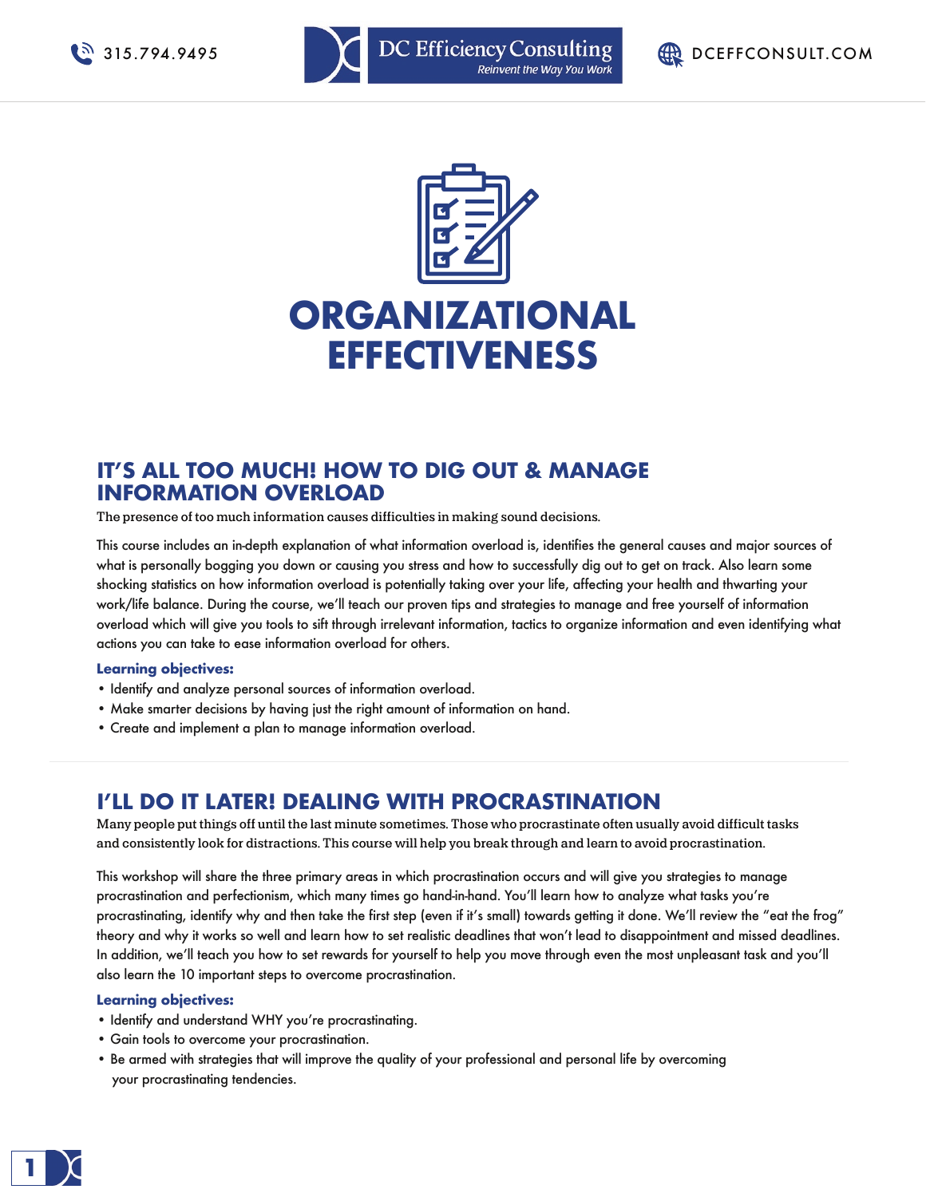# ORGANIZATIONAL EFFECTIVENESS

## IT'S ALL TOO MUCH! HOW TO DIG OUT & MANAGE INFORMATION OVERLOAD

The presence of too much information causes difficulties in making sound decisions.

This course includes an in-depth explanation of what information overload is, identifies the general causes and major sources of what is personally bogging you down or causing you stress and how to successfully dig out to get on track. Also learn some shocking statistics on how information overload is potentially taking over your life, affecting your health and thwarting your work/life balance. During the course, we'll teach our proven tips and strategies to manage and free yourself of information overload which will give you tools to sift through irrelevant information, tactics to organize information and even identifying what actions you can take to ease information overload for others.

**Learning objectives:**

- Identify and analyze personal sources of information overload.
- Make smarter decisions by having just the right amount of information on hand.
- Create and implement a plan to manage information overload.

## I'LL DO IT LATER! DEALING WITH PROCRASTINATION

Many people put things off until the last minute sometimes. Those who procrastinate often usually avoid difficult tasks and consistently look for distractions. This course will help you break through and learn to avoid procrastination.

This workshop will share the three primary areas in which procrastination occurs and will give you strategies to manage procrastination and perfectionism, which many times go hand-in-hand. You'll learn how to analyze what tasks you're procrastinating, identify why and then take the first step (even if it's small) towards getting it done. We'll review the "eat the frog" theory and why it works so well and learn how to set realistic deadlines that won't lead to disappointment and missed deadlines. In addition, we'll teach you how to set rewards for yourself to help you move through even the most unpleasant task and you'll also learn the 10 important steps to overcome procrastination.

**Learning objectives:**

- Identify and understand WHY you're procrastinating.
- Gain tools to overcome your procrastination.
- Be armed with strategies that will improve the quality of your professional and personal life by overcoming your procrastinating tendencies.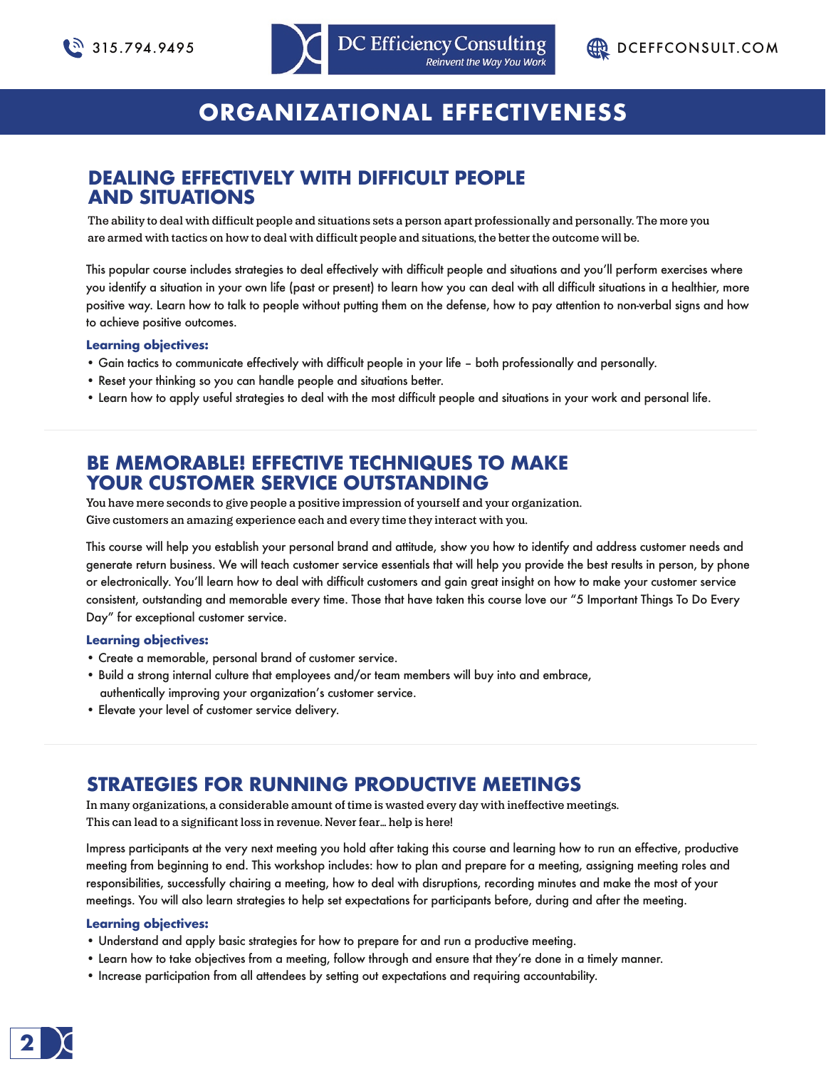# ORGANIZATIONAL EFFECTIVENESS

## DEALING EFFECTIVELY WITH DIFFICULT PEOPLE AND SITUATIONS

The ability to deal with difficult people and situations sets a person apart professionally and personally. The more you are armed with tactics on how to deal with difficult people and situations, the better the outcome will be.

This popular course includes strategies to deal effectively with difficult people and situations and you'll perform exercises where you identify a situation in your own life (past or present) to learn how you can deal with all difficult situations in a healthier, more positive way. Learn how to talk to people without putting them on the defense, how to pay attention to non-verbal signs and how to achieve positive outcomes.

**Learning objectives:**

- Gain tactics to communicate effectively with difficult people in your life – both professionally and personally.
- Reset your thinking so you can handle people and situations better.
- Learn how to apply useful strategies to deal with the most difficult people and situations in your work and personal life.

## BE MEMORABLE! EFFECTIVE TECHNIQUES TO MAKE YOUR CUSTOMER SERVICE OUTSTANDING

You have mere seconds to give people a positive impression of yourself and your organization. Give customers an amazing experience each and every time they interact with you.

This course will help you establish your personal brand and attitude, show you how to identify and address customer needs and generate return business. We will teach customer service essentials that will help you provide the best results in person, by phone or electronically. You'll learn how to deal with difficult customers and gain great insight on how to make your customer service consistent, outstanding and memorable every time. Those that have taken this course love our "5 Important Things To Do Every Day" for exceptional customer service.

**Learning objectives:**

- Create a memorable, personal brand of customer service.
- Build a strong internal culture that employees and/or team members will buy into and embrace, authentically improving your organization's customer service.
- Elevate your level of customer service delivery.

## STRATEGIES FOR RUNNING PRODUCTIVE MEETINGS

In many organizations, a considerable amount of time is wasted every day with ineffective meetings. This can lead to a significant loss in revenue. Never fear… help is here!

Impress participants at the very next meeting you hold after taking this course and learning how to run an effective, productive meeting from beginning to end. This workshop includes: how to plan and prepare for a meeting, assigning meeting roles and responsibilities, successfully chairing a meeting, how to deal with disruptions, recording minutes and make the most of your meetings. You will also learn strategies to help set expectations for participants before, during and after the meeting.

**Learning objectives:**

- Understand and apply basic strategies for how to prepare for and run a productive meeting.
- Learn how to take objectives from a meeting, follow through and ensure that they're done in a timely manner.
- Increase participation from all attendees by setting out expectations and requiring accountability.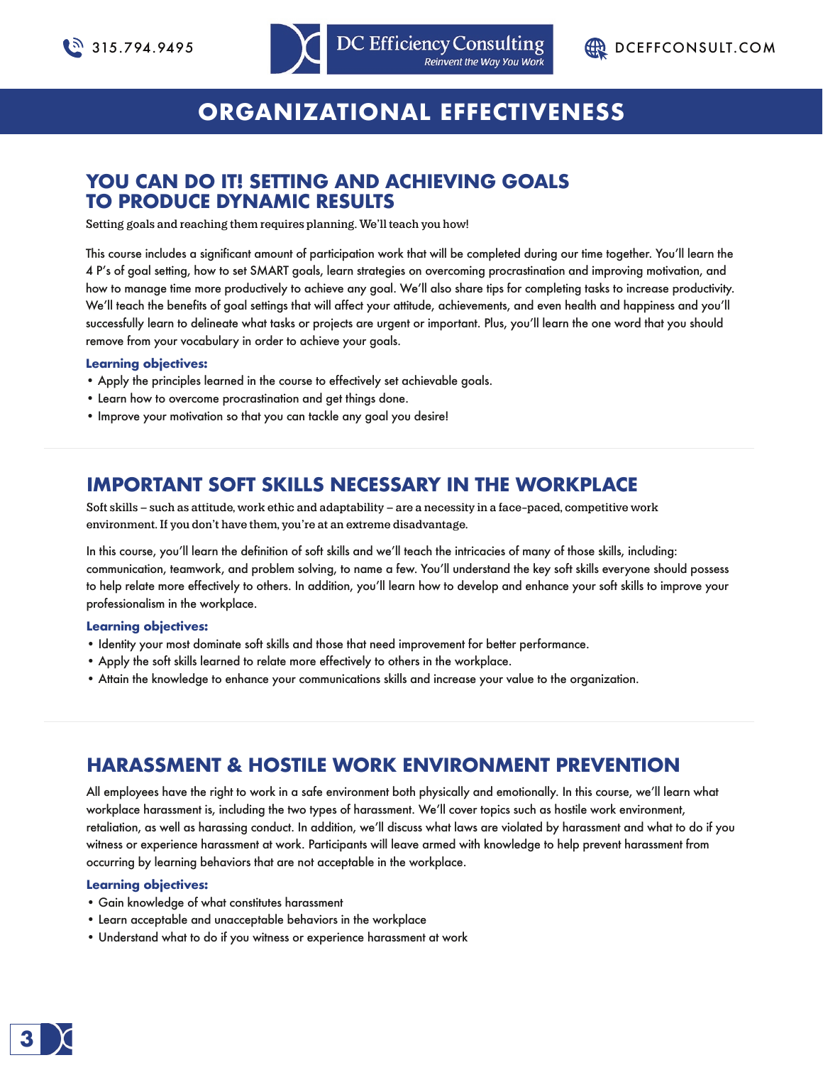# ORGANIZATIONAL EFFECTIVENESS

## YOU CAN DO IT! SETTING AND ACHIEVING GOALS TO PRODUCE DYNAMIC RESULTS

Setting goals and reaching them requires planning. We'll teach you how!

This course includes a significant amount of participation work that will be completed during our time together. You'll learn the 4 P's of goal setting, how to set SMART goals, learn strategies on overcoming procrastination and improving motivation, and how to manage time more productively to achieve any goal. We'll also share tips for completing tasks to increase productivity. We'll teach the benefits of goal settings that will affect your attitude, achievements, and even health and happiness and you'll successfully learn to delineate what tasks or projects are urgent or important. Plus, you'll learn the one word that you should remove from your vocabulary in order to achieve your goals.

**Learning objectives:**

- Apply the principles learned in the course to effectively set achievable goals.
- Learn how to overcome procrastination and get things done.
- Improve your motivation so that you can tackle any goal you desire!

## IMPORTANT SOFT SKILLS NECESSARY IN THE WORKPLACE

Soft skills – such as attitude, work ethic and adaptability – are a necessity in a face-paced, competitive work environment. If you don't have them, you're at an extreme disadvantage.

In this course, you'll learn the definition of soft skills and we'll teach the intricacies of many of those skills, including: communication, teamwork, and problem solving, to name a few. You'll understand the key soft skills everyone should possess to help relate more effectively to others. In addition, you'll learn how to develop and enhance your soft skills to improve your professionalism in the workplace.

**Learning objectives:**

- Identity your most dominate soft skills and those that need improvement for better performance.
- Apply the soft skills learned to relate more effectively to others in the workplace.
- Attain the knowledge to enhance your communications skills and increase your value to the organization.

## HARASSMENT & HOSTILE WORK ENVIRONMENT PREVENTION

All employees have the right to work in a safe environment both physically and emotionally. In this course, we'll learn what workplace harassment is, including the two types of harassment. We'll cover topics such as hostile work environment, retaliation, as well as harassing conduct. In addition, we'll discuss what laws are violated by harassment and what to do if you witness or experience harassment at work. Participants will leave armed with knowledge to help prevent harassment from occurring by learning behaviors that are not acceptable in the workplace.

**Learning objectives:**

- Gain knowledge of what constitutes harassment
- Learn acceptable and unacceptable behaviors in the workplace
- Understand what to do if you witness or experience harassment at work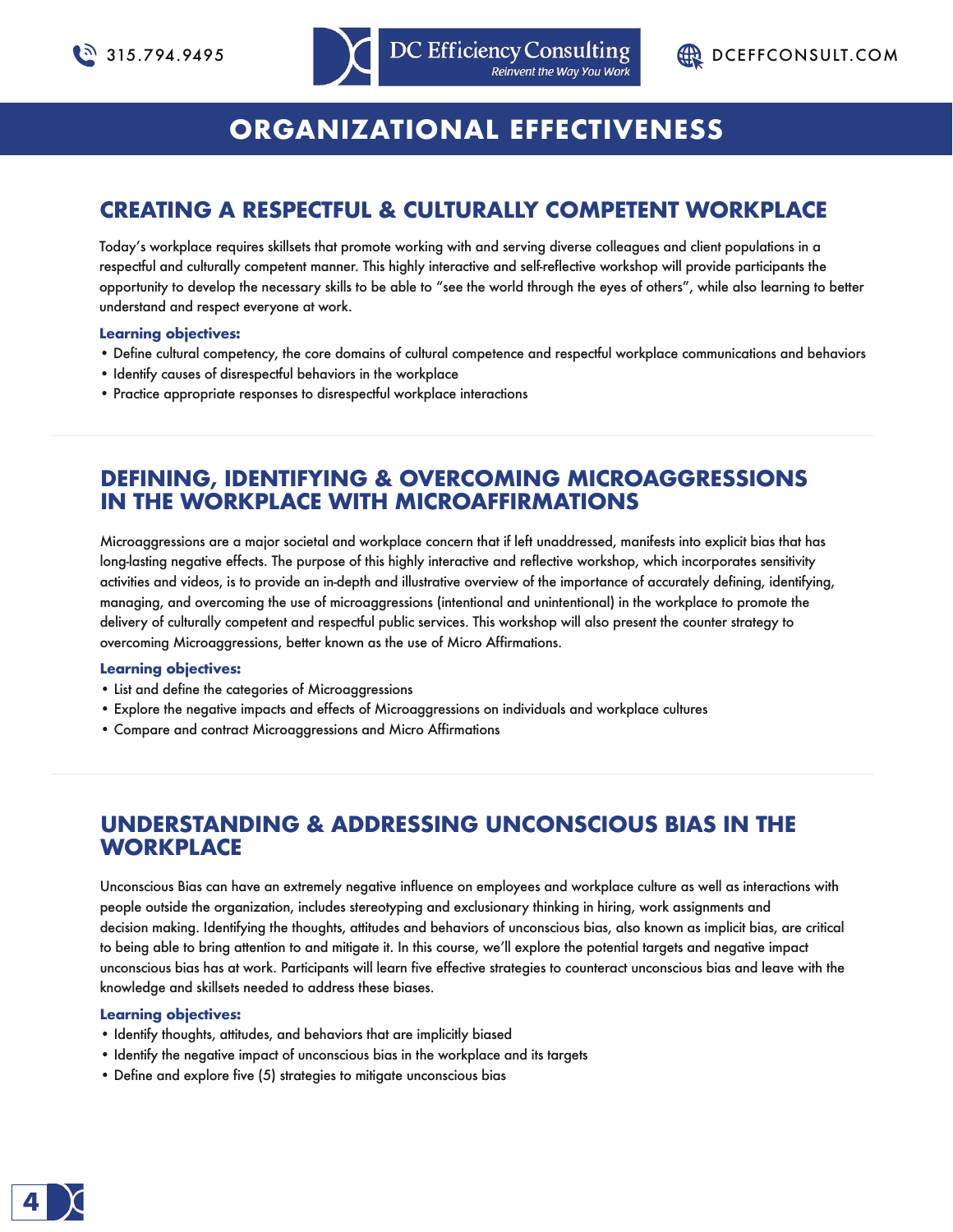# ORGANIZATIONAL EFFECTIVENESS

## CREATING A RESPECTFUL & CULTURALLY COMPETENT WORKPLACE

Today's workplace requires skillsets that promote working with and serving diverse colleagues and client populations in a respectful and culturally competent manner. This highly interactive and self-reflective workshop will provide participants the opportunity to develop the necessary skills to be able to "see the world through the eyes of others", while also learning to better understand and respect everyone at work.

**Learning objectives:**

- Define cultural competency, the core domains of cultural competence and respectful workplace communications and behaviors
- Identify causes of disrespectful behaviors in the workplace
- Practice appropriate responses to disrespectful workplace interactions

## DEFINING, IDENTIFYING & OVERCOMING MICROAGGRESSIONS IN THE WORKPLACE WITH MICROAFFIRMATIONS

Microaggressions are a major societal and workplace concern that if left unaddressed, manifests into explicit bias that has long-lasting negative effects. The purpose of this highly interactive and reflective workshop, which incorporates sensitivity activities and videos, is to provide an in-depth and illustrative overview of the importance of accurately defining, identifying, managing, and overcoming the use of microaggressions (intentional and unintentional) in the workplace to promote the delivery of culturally competent and respectful public services. This workshop will also present the counter strategy to overcoming Microaggressions, better known as the use of Micro Affirmations.

**Learning objectives:**

- List and define the categories of Microaggressions
- Explore the negative impacts and effects of Microaggressions on individuals and workplace cultures
- Compare and contract Microaggressions and Micro Affirmations

## UNDERSTANDING & ADDRESSING UNCONSCIOUS BIAS IN THE WORKPLACE

Unconscious Bias can have an extremely negative influence on employees and workplace culture as well as interactions with people outside the organization, includes stereotyping and exclusionary thinking in hiring, work assignments and decision making. Identifying the thoughts, attitudes and behaviors of unconscious bias, also known as implicit bias, are critical to being able to bring attention to and mitigate it. In this course, we'll explore the potential targets and negative impact unconscious bias has at work. Participants will learn five effective strategies to counteract unconscious bias and leave with the knowledge and skillsets needed to address these biases.

**Learning objectives:**

- Identify thoughts, attitudes, and behaviors that are implicitly biased
- Identify the negative impact of unconscious bias in the workplace and its targets
- Define and explore five (5) strategies to mitigate unconscious bias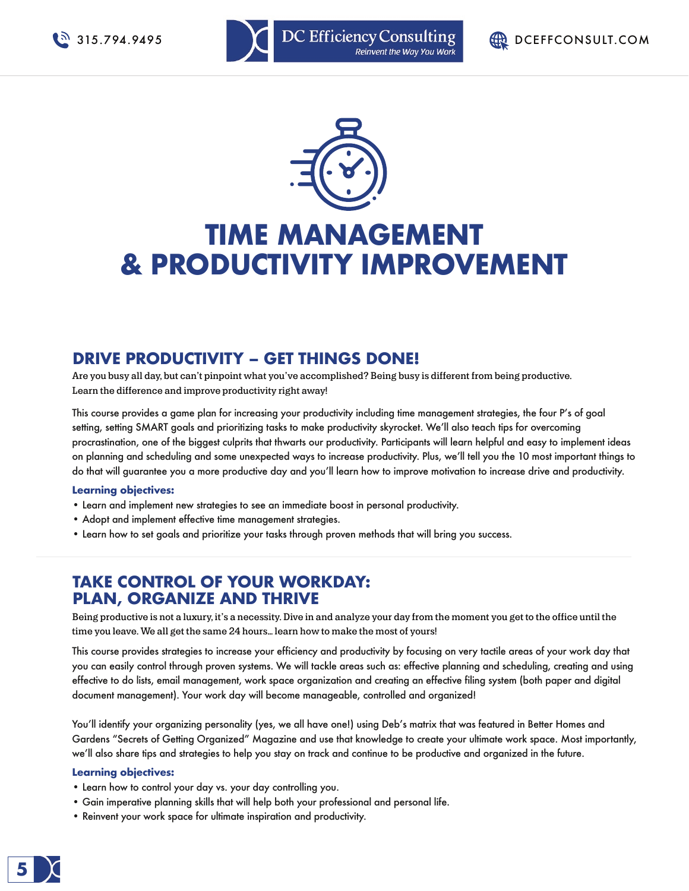# TIME MANAGEMENT & PRODUCTIVITY IMPROVEMENT

## DRIVE PRODUCTIVITY – GET THINGS DONE!

Are you busy all day, but can't pinpoint what you've accomplished? Being busy is different from being productive. Learn the difference and improve productivity right away!

This course provides a game plan for increasing your productivity including time management strategies, the four P's of goal setting, setting SMART goals and prioritizing tasks to make productivity skyrocket. We'll also teach tips for overcoming procrastination, one of the biggest culprits that thwarts our productivity. Participants will learn helpful and easy to implement ideas on planning and scheduling and some unexpected ways to increase productivity. Plus, we'll tell you the 10 most important things to do that will guarantee you a more productive day and you'll learn how to improve motivation to increase drive and productivity.

**Learning objectives:**

- Learn and implement new strategies to see an immediate boost in personal productivity.
- Adopt and implement effective time management strategies.
- Learn how to set goals and prioritize your tasks through proven methods that will bring you success.

## TAKE CONTROL OF YOUR WORKDAY: PLAN, ORGANIZE AND THRIVE

Being productive is not a luxury, it's a necessity. Dive in and analyze your day from the moment you get to the office until the time you leave. We all get the same 24 hours… learn how to make the most of yours!

This course provides strategies to increase your efficiency and productivity by focusing on very tactile areas of your work day that you can easily control through proven systems. We will tackle areas such as: effective planning and scheduling, creating and using effective to do lists, email management, work space organization and creating an effective filing system (both paper and digital document management). Your work day will become manageable, controlled and organized!

You'll identify your organizing personality (yes, we all have one!) using Deb's matrix that was featured in Better Homes and Gardens "Secrets of Getting Organized" Magazine and use that knowledge to create your ultimate work space. Most importantly, we'll also share tips and strategies to help you stay on track and continue to be productive and organized in the future.

**Learning objectives:**

- Learn how to control your day vs. your day controlling you.
- Gain imperative planning skills that will help both your professional and personal life.
- Reinvent your work space for ultimate inspiration and productivity.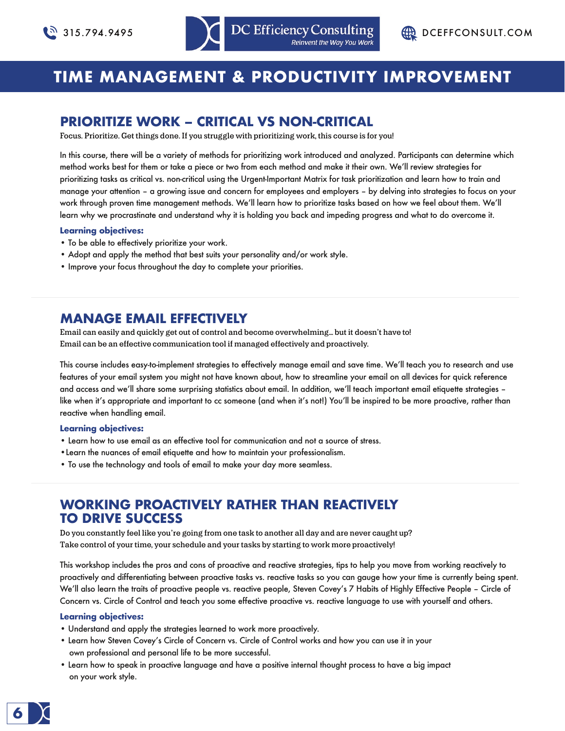# TIME MANAGEMENT & PRODUCTIVITY IMPROVEMENT

## PRIORITIZE WORK – CRITICAL VS NON-CRITICAL

Focus. Prioritize. Get things done. If you struggle with prioritizing work, this course is for you!

In this course, there will be a variety of methods for prioritizing work introduced and analyzed. Participants can determine which method works best for them or take a piece or two from each method and make it their own. We'll review strategies for prioritizing tasks as critical vs. non-critical using the Urgent-Important Matrix for task prioritization and learn how to train and manage your attention – a growing issue and concern for employees and employers – by delving into strategies to focus on your work through proven time management methods. We'll learn how to prioritize tasks based on how we feel about them. We'll learn why we procrastinate and understand why it is holding you back and impeding progress and what to do overcome it.

**Learning objectives:**

- To be able to effectively prioritize your work.
- Adopt and apply the method that best suits your personality and/or work style.
- Improve your focus throughout the day to complete your priorities.

## MANAGE EMAIL EFFECTIVELY

Email can easily and quickly get out of control and become overwhelming… but it doesn't have to!
Email can be an effective communication tool if managed effectively and proactively.

This course includes easy-to-implement strategies to effectively manage email and save time. We'll teach you to research and use features of your email system you might not have known about, how to streamline your email on all devices for quick reference and access and we'll share some surprising statistics about email. In addition, we'll teach important email etiquette strategies – like when it's appropriate and important to cc someone (and when it's not!) You'll be inspired to be more proactive, rather than reactive when handling email.

**Learning objectives:**

- Learn how to use email as an effective tool for communication and not a source of stress.
- Learn the nuances of email etiquette and how to maintain your professionalism.
- To use the technology and tools of email to make your day more seamless.

## WORKING PROACTIVELY RATHER THAN REACTIVELY TO DRIVE SUCCESS

Do you constantly feel like you're going from one task to another all day and are never caught up?
Take control of your time, your schedule and your tasks by starting to work more proactively!

This workshop includes the pros and cons of proactive and reactive strategies, tips to help you move from working reactively to proactively and differentiating between proactive tasks vs. reactive tasks so you can gauge how your time is currently being spent. We'll also learn the traits of proactive people vs. reactive people, Steven Covey's 7 Habits of Highly Effective People – Circle of Concern vs. Circle of Control and teach you some effective proactive vs. reactive language to use with yourself and others.

**Learning objectives:**

- Understand and apply the strategies learned to work more proactively.
- Learn how Steven Covey's Circle of Concern vs. Circle of Control works and how you can use it in your own professional and personal life to be more successful.
- Learn how to speak in proactive language and have a positive internal thought process to have a big impact on your work style.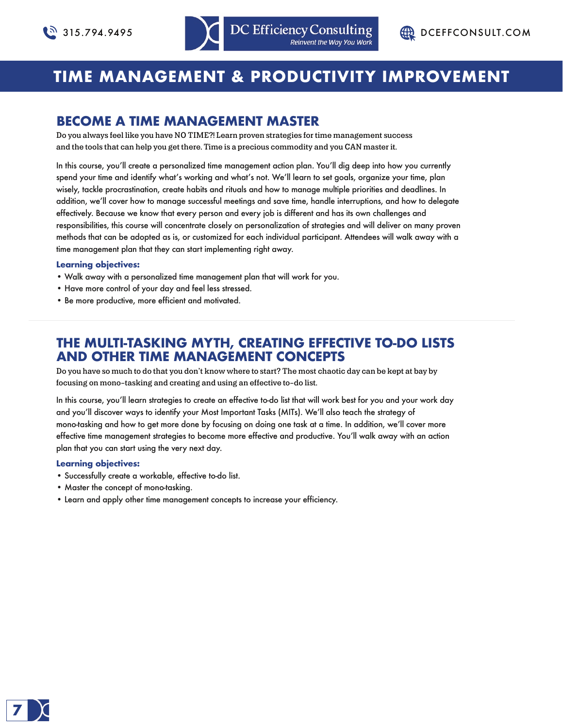# TIME MANAGEMENT & PRODUCTIVITY IMPROVEMENT

## BECOME A TIME MANAGEMENT MASTER

Do you always feel like you have NO TIME?! Learn proven strategies for time management success and the tools that can help you get there. Time is a precious commodity and you CAN master it.

In this course, you'll create a personalized time management action plan. You'll dig deep into how you currently spend your time and identify what's working and what's not. We'll learn to set goals, organize your time, plan wisely, tackle procrastination, create habits and rituals and how to manage multiple priorities and deadlines. In addition, we'll cover how to manage successful meetings and save time, handle interruptions, and how to delegate effectively. Because we know that every person and every job is different and has its own challenges and responsibilities, this course will concentrate closely on personalization of strategies and will deliver on many proven methods that can be adopted as is, or customized for each individual participant. Attendees will walk away with a time management plan that they can start implementing right away.

**Learning objectives:**

- Walk away with a personalized time management plan that will work for you.
- Have more control of your day and feel less stressed.
- Be more productive, more efficient and motivated.

---

## THE MULTI-TASKING MYTH, CREATING EFFECTIVE TO-DO LISTS AND OTHER TIME MANAGEMENT CONCEPTS

Do you have so much to do that you don't know where to start? The most chaotic day can be kept at bay by focusing on mono-tasking and creating and using an effective to-do list.

In this course, you'll learn strategies to create an effective to-do list that will work best for you and your work day and you'll discover ways to identify your Most Important Tasks (MITs). We'll also teach the strategy of mono-tasking and how to get more done by focusing on doing one task at a time. In addition, we'll cover more effective time management strategies to become more effective and productive. You'll walk away with an action plan that you can start using the very next day.

**Learning objectives:**

- Successfully create a workable, effective to-do list.
- Master the concept of mono-tasking.
- Learn and apply other time management concepts to increase your efficiency.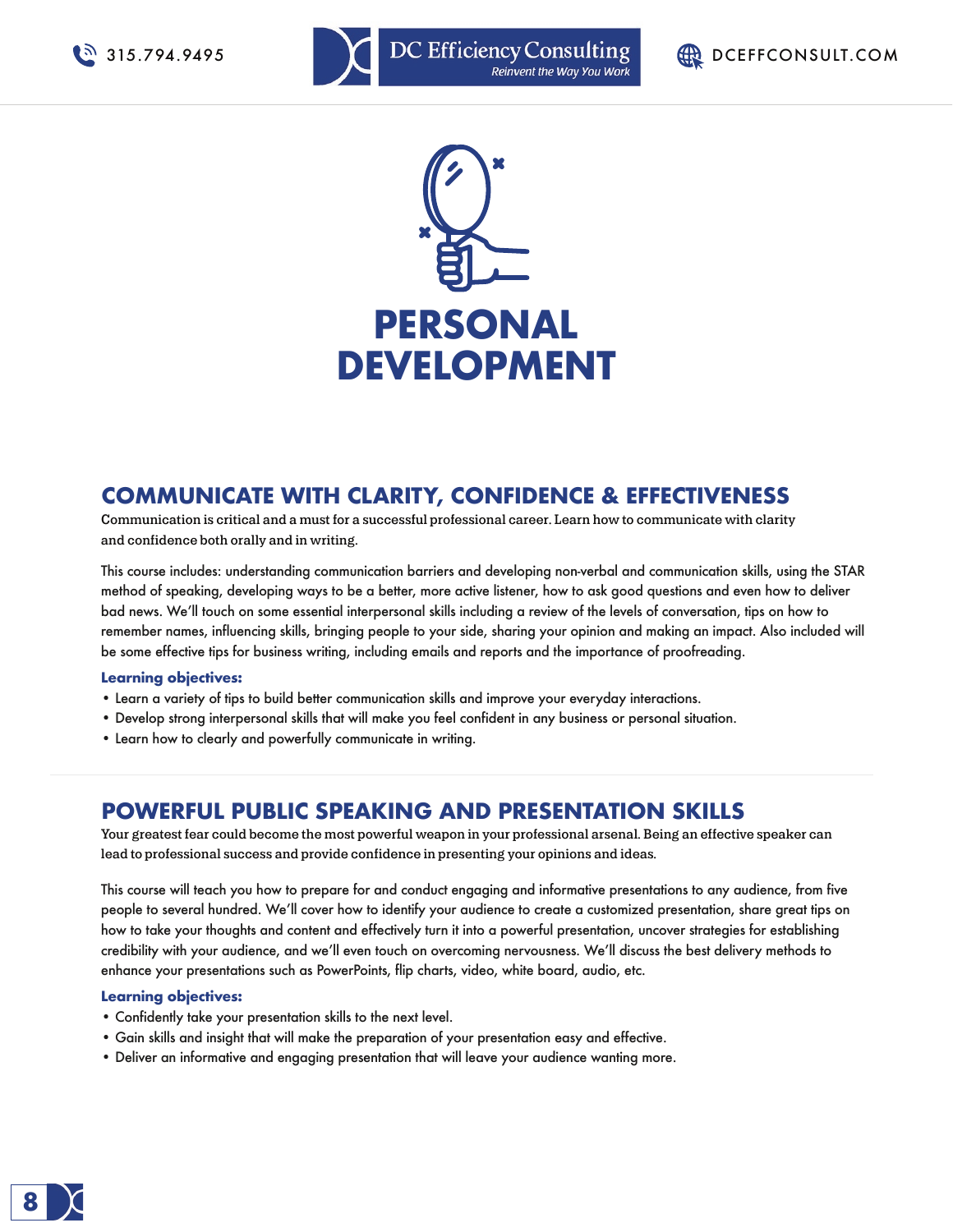# PERSONAL DEVELOPMENT

## COMMUNICATE WITH CLARITY, CONFIDENCE & EFFECTIVENESS

Communication is critical and a must for a successful professional career. Learn how to communicate with clarity and confidence both orally and in writing.

This course includes: understanding communication barriers and developing non-verbal and communication skills, using the STAR method of speaking, developing ways to be a better, more active listener, how to ask good questions and even how to deliver bad news. We'll touch on some essential interpersonal skills including a review of the levels of conversation, tips on how to remember names, influencing skills, bringing people to your side, sharing your opinion and making an impact. Also included will be some effective tips for business writing, including emails and reports and the importance of proofreading.

**Learning objectives:**

- Learn a variety of tips to build better communication skills and improve your everyday interactions.
- Develop strong interpersonal skills that will make you feel confident in any business or personal situation.
- Learn how to clearly and powerfully communicate in writing.

## POWERFUL PUBLIC SPEAKING AND PRESENTATION SKILLS

Your greatest fear could become the most powerful weapon in your professional arsenal. Being an effective speaker can lead to professional success and provide confidence in presenting your opinions and ideas.

This course will teach you how to prepare for and conduct engaging and informative presentations to any audience, from five people to several hundred. We'll cover how to identify your audience to create a customized presentation, share great tips on how to take your thoughts and content and effectively turn it into a powerful presentation, uncover strategies for establishing credibility with your audience, and we'll even touch on overcoming nervousness. We'll discuss the best delivery methods to enhance your presentations such as PowerPoints, flip charts, video, white board, audio, etc.

**Learning objectives:**

- Confidently take your presentation skills to the next level.
- Gain skills and insight that will make the preparation of your presentation easy and effective.
- Deliver an informative and engaging presentation that will leave your audience wanting more.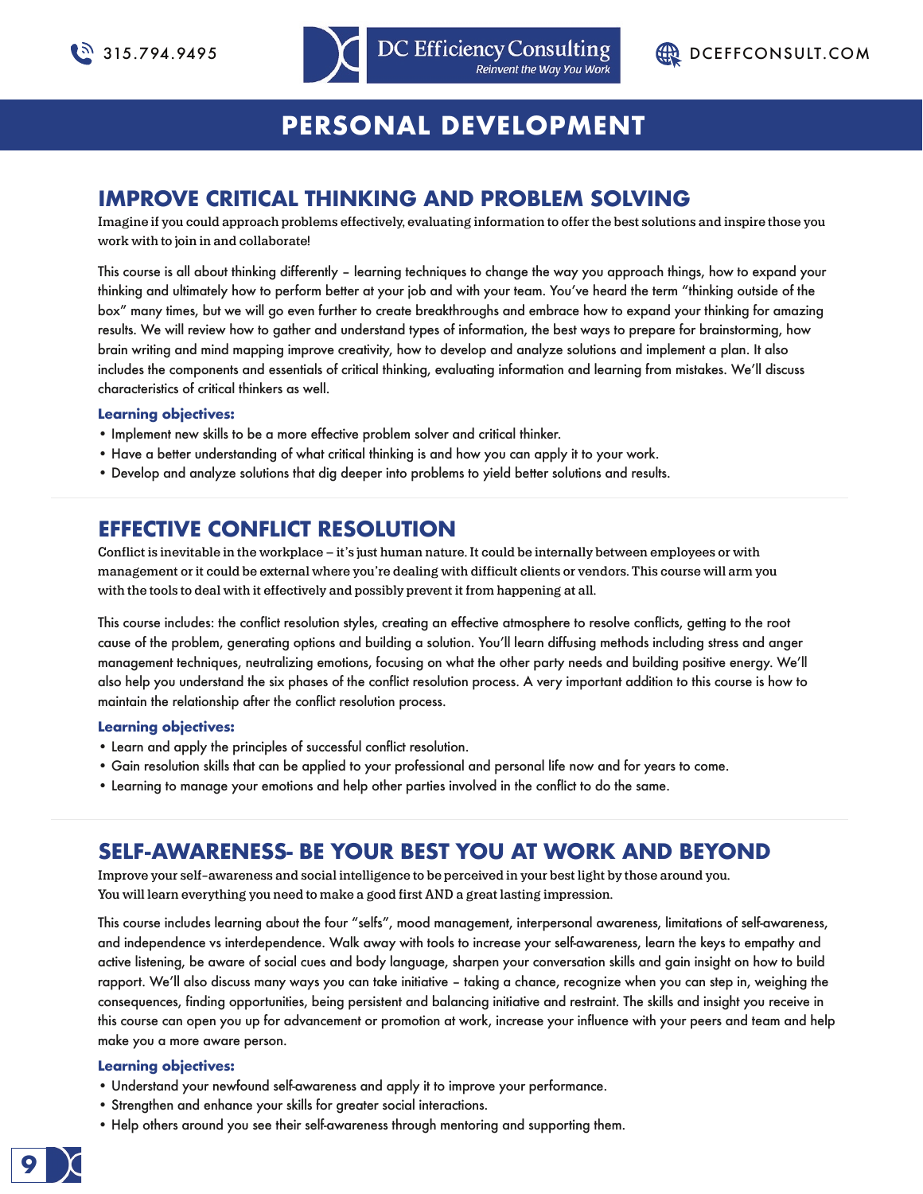# PERSONAL DEVELOPMENT

## IMPROVE CRITICAL THINKING AND PROBLEM SOLVING

Imagine if you could approach problems effectively, evaluating information to offer the best solutions and inspire those you work with to join in and collaborate!

This course is all about thinking differently – learning techniques to change the way you approach things, how to expand your thinking and ultimately how to perform better at your job and with your team. You've heard the term "thinking outside of the box" many times, but we will go even further to create breakthroughs and embrace how to expand your thinking for amazing results. We will review how to gather and understand types of information, the best ways to prepare for brainstorming, how brain writing and mind mapping improve creativity, how to develop and analyze solutions and implement a plan. It also includes the components and essentials of critical thinking, evaluating information and learning from mistakes. We'll discuss characteristics of critical thinkers as well.

**Learning objectives:**

- Implement new skills to be a more effective problem solver and critical thinker.
- Have a better understanding of what critical thinking is and how you can apply it to your work.
- Develop and analyze solutions that dig deeper into problems to yield better solutions and results.

## EFFECTIVE CONFLICT RESOLUTION

Conflict is inevitable in the workplace – it's just human nature. It could be internally between employees or with management or it could be external where you're dealing with difficult clients or vendors. This course will arm you with the tools to deal with it effectively and possibly prevent it from happening at all.

This course includes: the conflict resolution styles, creating an effective atmosphere to resolve conflicts, getting to the root cause of the problem, generating options and building a solution. You'll learn diffusing methods including stress and anger management techniques, neutralizing emotions, focusing on what the other party needs and building positive energy. We'll also help you understand the six phases of the conflict resolution process. A very important addition to this course is how to maintain the relationship after the conflict resolution process.

**Learning objectives:**

- Learn and apply the principles of successful conflict resolution.
- Gain resolution skills that can be applied to your professional and personal life now and for years to come.
- Learning to manage your emotions and help other parties involved in the conflict to do the same.

## SELF-AWARENESS- BE YOUR BEST YOU AT WORK AND BEYOND

Improve your self-awareness and social intelligence to be perceived in your best light by those around you. You will learn everything you need to make a good first AND a great lasting impression.

This course includes learning about the four "selfs", mood management, interpersonal awareness, limitations of self-awareness, and independence vs interdependence. Walk away with tools to increase your self-awareness, learn the keys to empathy and active listening, be aware of social cues and body language, sharpen your conversation skills and gain insight on how to build rapport. We'll also discuss many ways you can take initiative – taking a chance, recognize when you can step in, weighing the consequences, finding opportunities, being persistent and balancing initiative and restraint. The skills and insight you receive in this course can open you up for advancement or promotion at work, increase your influence with your peers and team and help make you a more aware person.

**Learning objectives:**

- Understand your newfound self-awareness and apply it to improve your performance.
- Strengthen and enhance your skills for greater social interactions.
- Help others around you see their self-awareness through mentoring and supporting them.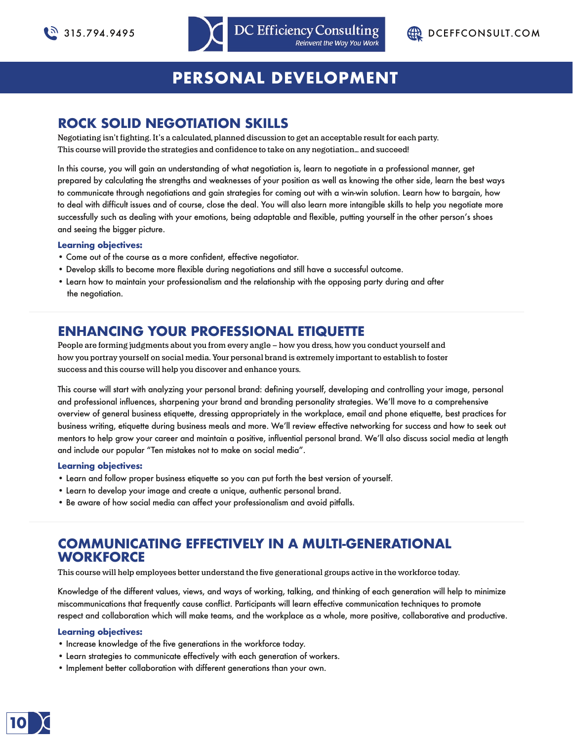# PERSONAL DEVELOPMENT

## ROCK SOLID NEGOTIATION SKILLS

Negotiating isn't fighting. It's a calculated, planned discussion to get an acceptable result for each party. This course will provide the strategies and confidence to take on any negotiation… and succeed!

In this course, you will gain an understanding of what negotiation is, learn to negotiate in a professional manner, get prepared by calculating the strengths and weaknesses of your position as well as knowing the other side, learn the best ways to communicate through negotiations and gain strategies for coming out with a win-win solution. Learn how to bargain, how to deal with difficult issues and of course, close the deal. You will also learn more intangible skills to help you negotiate more successfully such as dealing with your emotions, being adaptable and flexible, putting yourself in the other person's shoes and seeing the bigger picture.

**Learning objectives:**

- Come out of the course as a more confident, effective negotiator.
- Develop skills to become more flexible during negotiations and still have a successful outcome.
- Learn how to maintain your professionalism and the relationship with the opposing party during and after the negotiation.

## ENHANCING YOUR PROFESSIONAL ETIQUETTE

People are forming judgments about you from every angle – how you dress, how you conduct yourself and how you portray yourself on social media. Your personal brand is extremely important to establish to foster success and this course will help you discover and enhance yours.

This course will start with analyzing your personal brand: defining yourself, developing and controlling your image, personal and professional influences, sharpening your brand and branding personality strategies. We'll move to a comprehensive overview of general business etiquette, dressing appropriately in the workplace, email and phone etiquette, best practices for business writing, etiquette during business meals and more. We'll review effective networking for success and how to seek out mentors to help grow your career and maintain a positive, influential personal brand. We'll also discuss social media at length and include our popular "Ten mistakes not to make on social media".

**Learning objectives:**

- Learn and follow proper business etiquette so you can put forth the best version of yourself.
- Learn to develop your image and create a unique, authentic personal brand.
- Be aware of how social media can affect your professionalism and avoid pitfalls.

## COMMUNICATING EFFECTIVELY IN A MULTI-GENERATIONAL WORKFORCE

This course will help employees better understand the five generational groups active in the workforce today.

Knowledge of the different values, views, and ways of working, talking, and thinking of each generation will help to minimize miscommunications that frequently cause conflict. Participants will learn effective communication techniques to promote respect and collaboration which will make teams, and the workplace as a whole, more positive, collaborative and productive.

**Learning objectives:**

- Increase knowledge of the five generations in the workforce today.
- Learn strategies to communicate effectively with each generation of workers.
- Implement better collaboration with different generations than your own.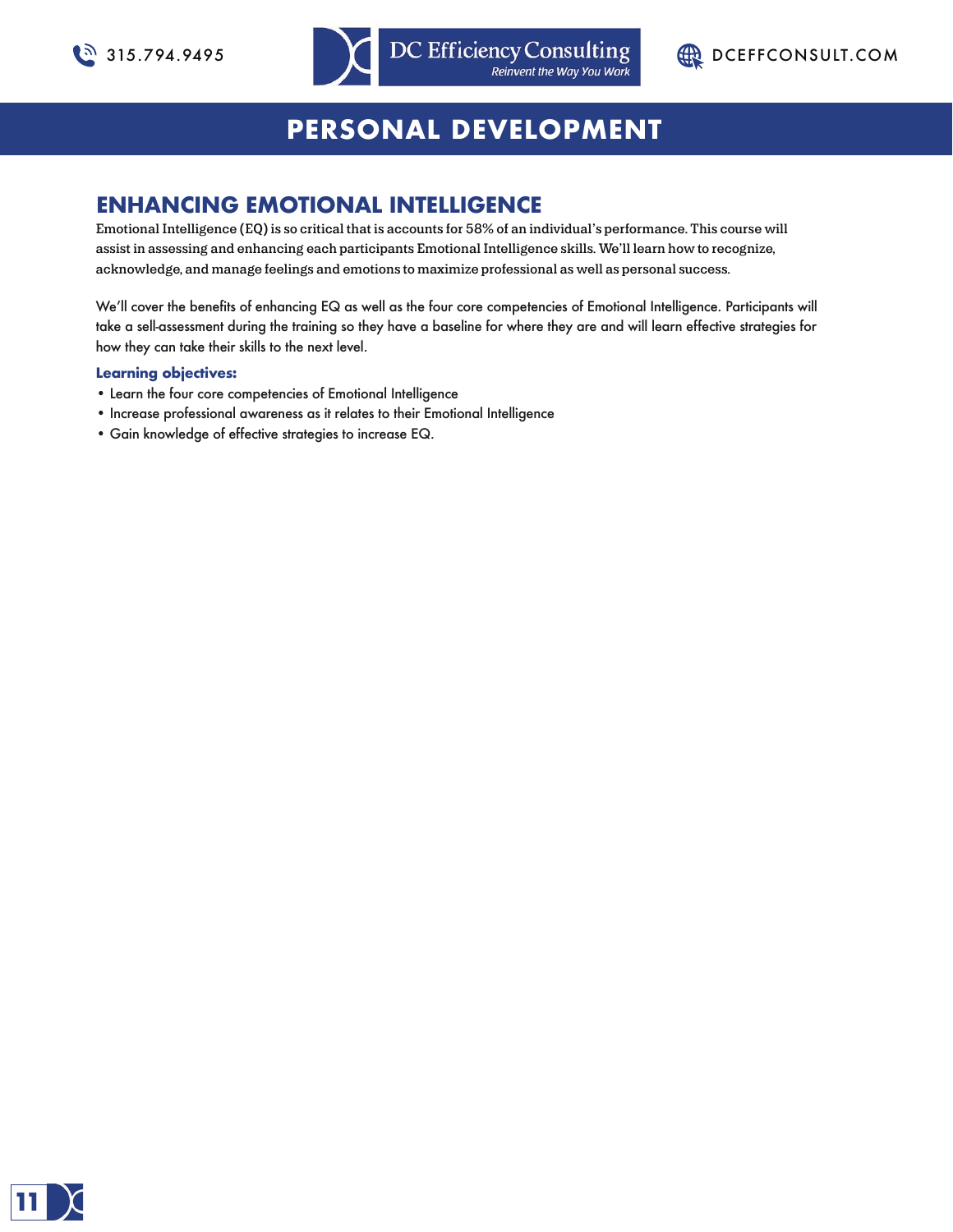# PERSONAL DEVELOPMENT

## ENHANCING EMOTIONAL INTELLIGENCE

Emotional Intelligence (EQ) is so critical that is accounts for 58% of an individual's performance. This course will assist in assessing and enhancing each participants Emotional Intelligence skills. We'll learn how to recognize, acknowledge, and manage feelings and emotions to maximize professional as well as personal success.

We'll cover the benefits of enhancing EQ as well as the four core competencies of Emotional Intelligence. Participants will take a sell-assessment during the training so they have a baseline for where they are and will learn effective strategies for how they can take their skills to the next level.

**Learning objectives:**

- Learn the four core competencies of Emotional Intelligence
- Increase professional awareness as it relates to their Emotional Intelligence
- Gain knowledge of effective strategies to increase EQ.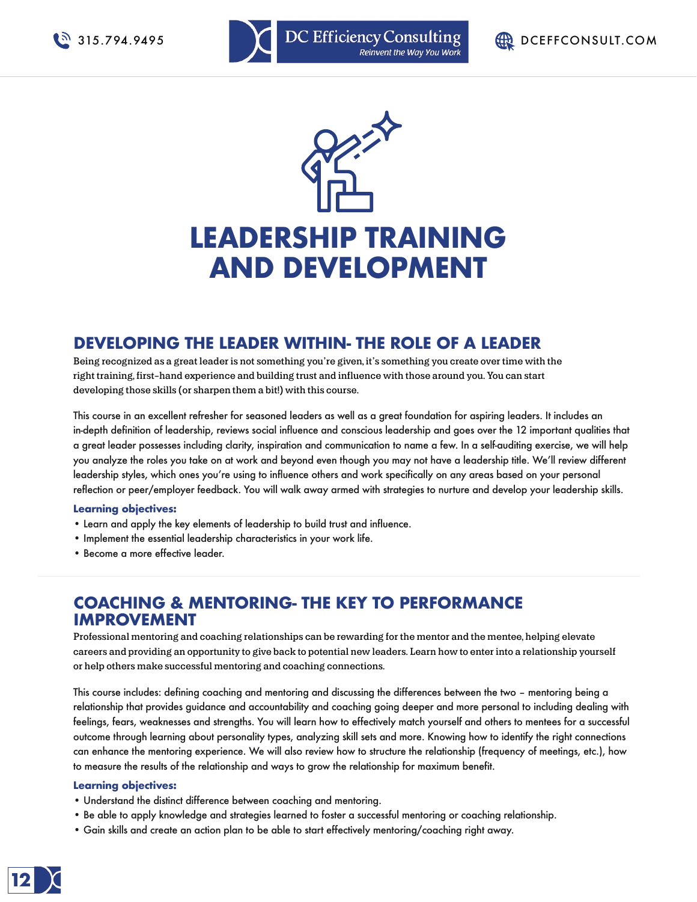# LEADERSHIP TRAINING AND DEVELOPMENT

## DEVELOPING THE LEADER WITHIN- THE ROLE OF A LEADER

Being recognized as a great leader is not something you're given, it's something you create over time with the right training, first-hand experience and building trust and influence with those around you. You can start developing those skills (or sharpen them a bit!) with this course.

This course in an excellent refresher for seasoned leaders as well as a great foundation for aspiring leaders. It includes an in-depth definition of leadership, reviews social influence and conscious leadership and goes over the 12 important qualities that a great leader possesses including clarity, inspiration and communication to name a few. In a self-auditing exercise, we will help you analyze the roles you take on at work and beyond even though you may not have a leadership title. We'll review different leadership styles, which ones you're using to influence others and work specifically on any areas based on your personal reflection or peer/employer feedback. You will walk away armed with strategies to nurture and develop your leadership skills.

**Learning objectives:**

- Learn and apply the key elements of leadership to build trust and influence.
- Implement the essential leadership characteristics in your work life.
- Become a more effective leader.

## COACHING & MENTORING- THE KEY TO PERFORMANCE IMPROVEMENT

Professional mentoring and coaching relationships can be rewarding for the mentor and the mentee, helping elevate careers and providing an opportunity to give back to potential new leaders. Learn how to enter into a relationship yourself or help others make successful mentoring and coaching connections.

This course includes: defining coaching and mentoring and discussing the differences between the two – mentoring being a relationship that provides guidance and accountability and coaching going deeper and more personal to including dealing with feelings, fears, weaknesses and strengths. You will learn how to effectively match yourself and others to mentees for a successful outcome through learning about personality types, analyzing skill sets and more. Knowing how to identify the right connections can enhance the mentoring experience. We will also review how to structure the relationship (frequency of meetings, etc.), how to measure the results of the relationship and ways to grow the relationship for maximum benefit.

**Learning objectives:**

- Understand the distinct difference between coaching and mentoring.
- Be able to apply knowledge and strategies learned to foster a successful mentoring or coaching relationship.
- Gain skills and create an action plan to be able to start effectively mentoring/coaching right away.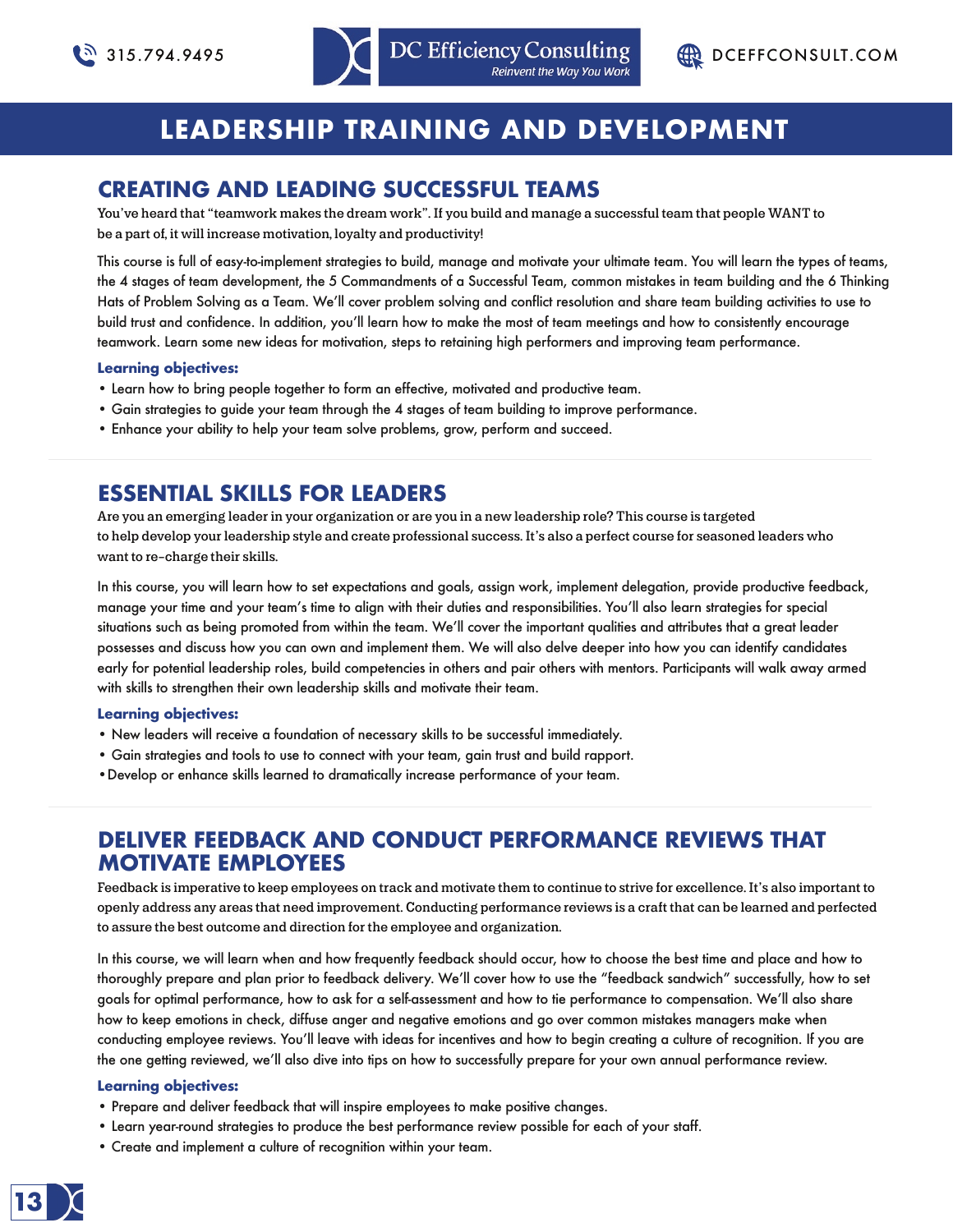# LEADERSHIP TRAINING AND DEVELOPMENT

## CREATING AND LEADING SUCCESSFUL TEAMS

You've heard that "teamwork makes the dream work". If you build and manage a successful team that people WANT to be a part of, it will increase motivation, loyalty and productivity!

This course is full of easy-to-implement strategies to build, manage and motivate your ultimate team. You will learn the types of teams, the 4 stages of team development, the 5 Commandments of a Successful Team, common mistakes in team building and the 6 Thinking Hats of Problem Solving as a Team. We'll cover problem solving and conflict resolution and share team building activities to use to build trust and confidence. In addition, you'll learn how to make the most of team meetings and how to consistently encourage teamwork. Learn some new ideas for motivation, steps to retaining high performers and improving team performance.

**Learning objectives:**

- Learn how to bring people together to form an effective, motivated and productive team.
- Gain strategies to guide your team through the 4 stages of team building to improve performance.
- Enhance your ability to help your team solve problems, grow, perform and succeed.

## ESSENTIAL SKILLS FOR LEADERS

Are you an emerging leader in your organization or are you in a new leadership role? This course is targeted to help develop your leadership style and create professional success. It's also a perfect course for seasoned leaders who want to re-charge their skills.

In this course, you will learn how to set expectations and goals, assign work, implement delegation, provide productive feedback, manage your time and your team's time to align with their duties and responsibilities. You'll also learn strategies for special situations such as being promoted from within the team. We'll cover the important qualities and attributes that a great leader possesses and discuss how you can own and implement them. We will also delve deeper into how you can identify candidates early for potential leadership roles, build competencies in others and pair others with mentors. Participants will walk away armed with skills to strengthen their own leadership skills and motivate their team.

**Learning objectives:**

- New leaders will receive a foundation of necessary skills to be successful immediately.
- Gain strategies and tools to use to connect with your team, gain trust and build rapport.
- Develop or enhance skills learned to dramatically increase performance of your team.

## DELIVER FEEDBACK AND CONDUCT PERFORMANCE REVIEWS THAT MOTIVATE EMPLOYEES

Feedback is imperative to keep employees on track and motivate them to continue to strive for excellence. It's also important to openly address any areas that need improvement. Conducting performance reviews is a craft that can be learned and perfected to assure the best outcome and direction for the employee and organization.

In this course, we will learn when and how frequently feedback should occur, how to choose the best time and place and how to thoroughly prepare and plan prior to feedback delivery. We'll cover how to use the "feedback sandwich" successfully, how to set goals for optimal performance, how to ask for a self-assessment and how to tie performance to compensation. We'll also share how to keep emotions in check, diffuse anger and negative emotions and go over common mistakes managers make when conducting employee reviews. You'll leave with ideas for incentives and how to begin creating a culture of recognition. If you are the one getting reviewed, we'll also dive into tips on how to successfully prepare for your own annual performance review.

**Learning objectives:**

- Prepare and deliver feedback that will inspire employees to make positive changes.
- Learn year-round strategies to produce the best performance review possible for each of your staff.
- Create and implement a culture of recognition within your team.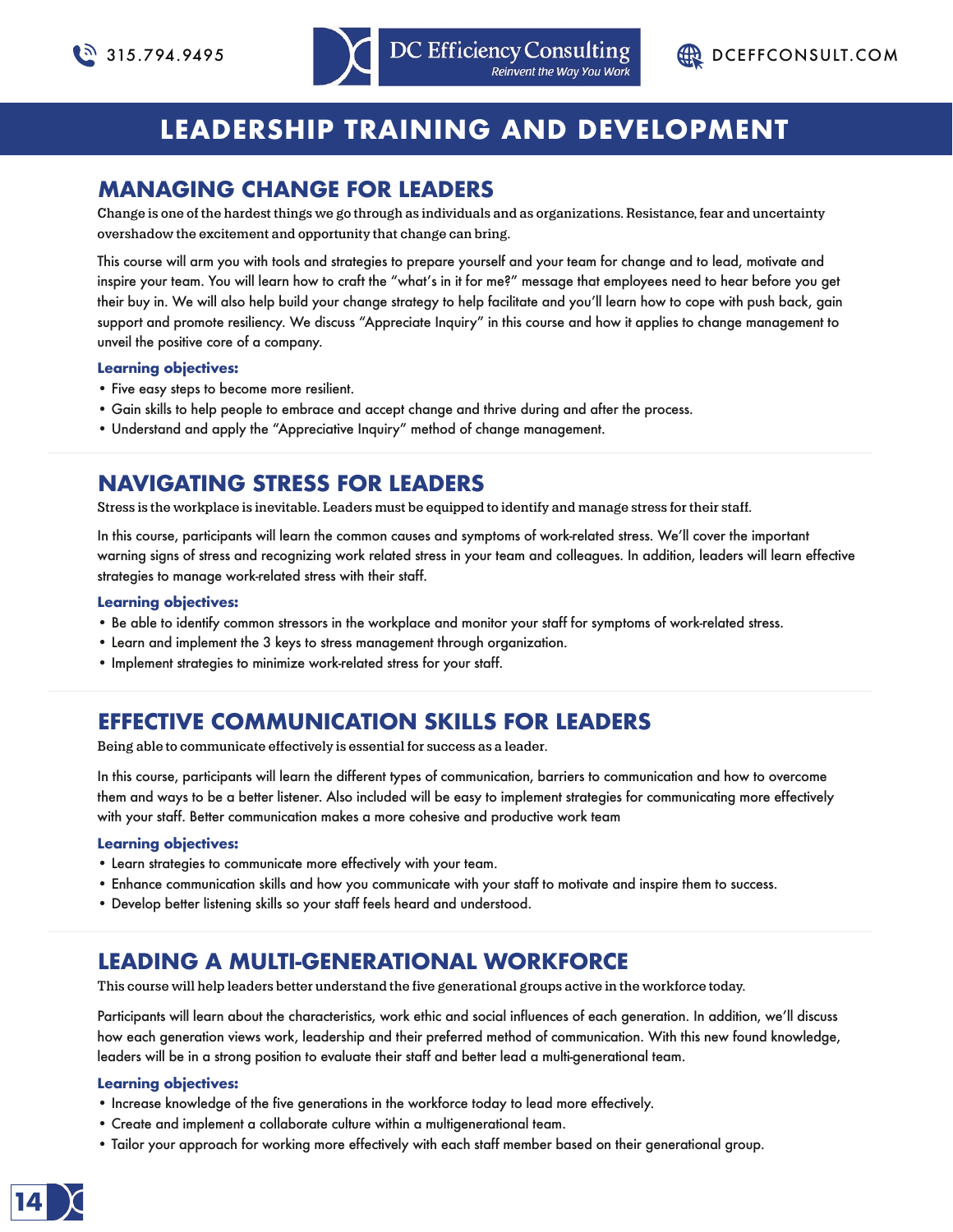# LEADERSHIP TRAINING AND DEVELOPMENT

## MANAGING CHANGE FOR LEADERS

Change is one of the hardest things we go through as individuals and as organizations. Resistance, fear and uncertainty overshadow the excitement and opportunity that change can bring.

This course will arm you with tools and strategies to prepare yourself and your team for change and to lead, motivate and inspire your team. You will learn how to craft the "what's in it for me?" message that employees need to hear before you get their buy in. We will also help build your change strategy to help facilitate and you'll learn how to cope with push back, gain support and promote resiliency. We discuss "Appreciate Inquiry" in this course and how it applies to change management to unveil the positive core of a company.

**Learning objectives:**

- Five easy steps to become more resilient.
- Gain skills to help people to embrace and accept change and thrive during and after the process.
- Understand and apply the "Appreciative Inquiry" method of change management.

## NAVIGATING STRESS FOR LEADERS

Stress is the workplace is inevitable. Leaders must be equipped to identify and manage stress for their staff.

In this course, participants will learn the common causes and symptoms of work-related stress. We'll cover the important warning signs of stress and recognizing work related stress in your team and colleagues. In addition, leaders will learn effective strategies to manage work-related stress with their staff.

**Learning objectives:**

- Be able to identify common stressors in the workplace and monitor your staff for symptoms of work-related stress.
- Learn and implement the 3 keys to stress management through organization.
- Implement strategies to minimize work-related stress for your staff.

## EFFECTIVE COMMUNICATION SKILLS FOR LEADERS

Being able to communicate effectively is essential for success as a leader.

In this course, participants will learn the different types of communication, barriers to communication and how to overcome them and ways to be a better listener. Also included will be easy to implement strategies for communicating more effectively with your staff. Better communication makes a more cohesive and productive work team

**Learning objectives:**

- Learn strategies to communicate more effectively with your team.
- Enhance communication skills and how you communicate with your staff to motivate and inspire them to success.
- Develop better listening skills so your staff feels heard and understood.

## LEADING A MULTI-GENERATIONAL WORKFORCE

This course will help leaders better understand the five generational groups active in the workforce today.

Participants will learn about the characteristics, work ethic and social influences of each generation. In addition, we'll discuss how each generation views work, leadership and their preferred method of communication. With this new found knowledge, leaders will be in a strong position to evaluate their staff and better lead a multi-generational team.

**Learning objectives:**

- Increase knowledge of the five generations in the workforce today to lead more effectively.
- Create and implement a collaborate culture within a multigenerational team.
- Tailor your approach for working more effectively with each staff member based on their generational group.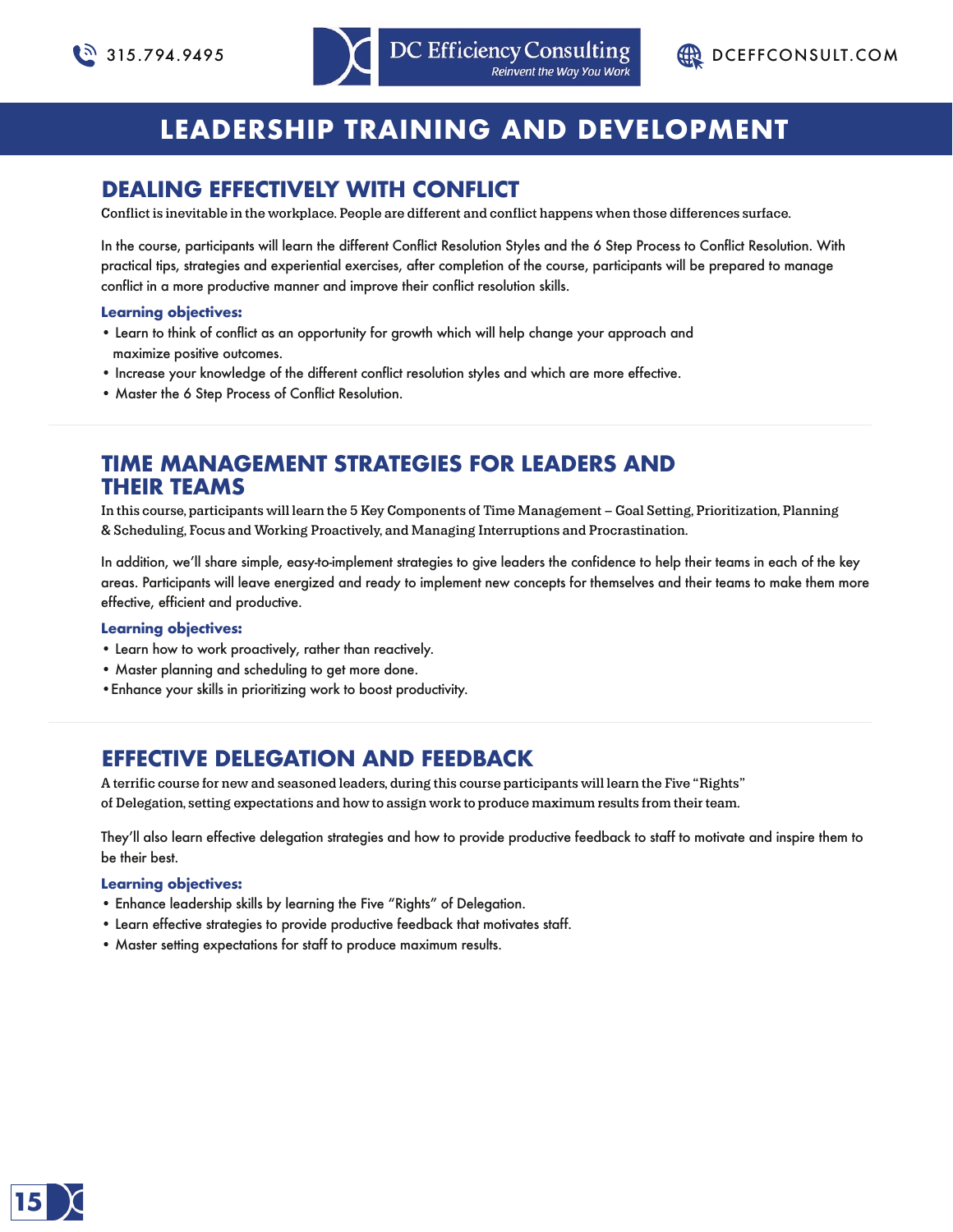# LEADERSHIP TRAINING AND DEVELOPMENT

## DEALING EFFECTIVELY WITH CONFLICT

Conflict is inevitable in the workplace. People are different and conflict happens when those differences surface.

In the course, participants will learn the different Conflict Resolution Styles and the 6 Step Process to Conflict Resolution. With practical tips, strategies and experiential exercises, after completion of the course, participants will be prepared to manage conflict in a more productive manner and improve their conflict resolution skills.

**Learning objectives:**

- Learn to think of conflict as an opportunity for growth which will help change your approach and maximize positive outcomes.
- Increase your knowledge of the different conflict resolution styles and which are more effective.
- Master the 6 Step Process of Conflict Resolution.

## TIME MANAGEMENT STRATEGIES FOR LEADERS AND THEIR TEAMS

In this course, participants will learn the 5 Key Components of Time Management – Goal Setting, Prioritization, Planning & Scheduling, Focus and Working Proactively, and Managing Interruptions and Procrastination.

In addition, we'll share simple, easy-to-implement strategies to give leaders the confidence to help their teams in each of the key areas. Participants will leave energized and ready to implement new concepts for themselves and their teams to make them more effective, efficient and productive.

**Learning objectives:**

- Learn how to work proactively, rather than reactively.
- Master planning and scheduling to get more done.
- Enhance your skills in prioritizing work to boost productivity.

## EFFECTIVE DELEGATION AND FEEDBACK

A terrific course for new and seasoned leaders, during this course participants will learn the Five "Rights" of Delegation, setting expectations and how to assign work to produce maximum results from their team.

They'll also learn effective delegation strategies and how to provide productive feedback to staff to motivate and inspire them to be their best.

**Learning objectives:**

- Enhance leadership skills by learning the Five "Rights" of Delegation.
- Learn effective strategies to provide productive feedback that motivates staff.
- Master setting expectations for staff to produce maximum results.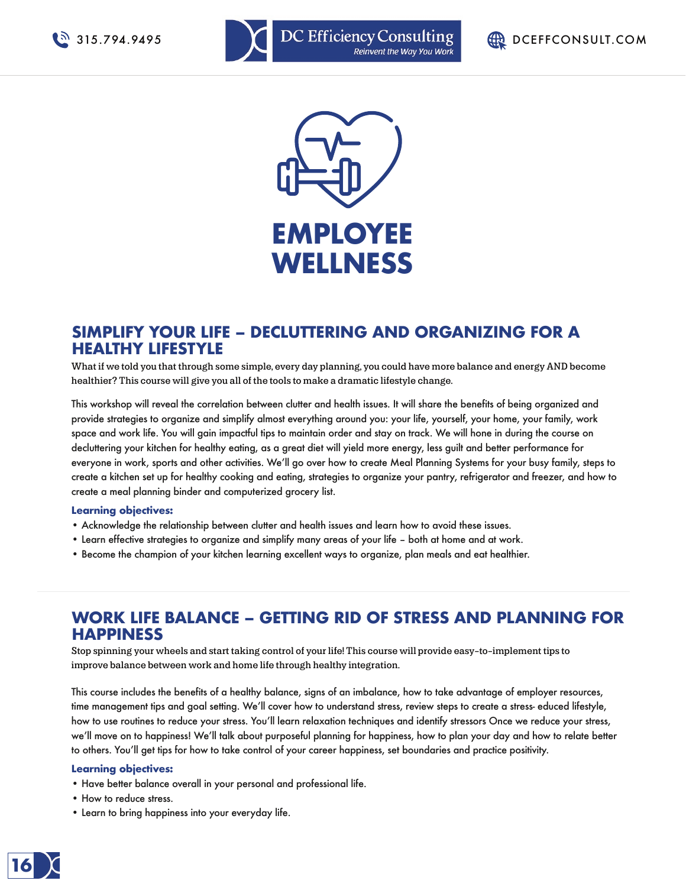# EMPLOYEE WELLNESS

## SIMPLIFY YOUR LIFE – DECLUTTERING AND ORGANIZING FOR A HEALTHY LIFESTYLE

What if we told you that through some simple, every day planning, you could have more balance and energy AND become healthier? This course will give you all of the tools to make a dramatic lifestyle change.

This workshop will reveal the correlation between clutter and health issues. It will share the benefits of being organized and provide strategies to organize and simplify almost everything around you: your life, yourself, your home, your family, work space and work life. You will gain impactful tips to maintain order and stay on track. We will hone in during the course on decluttering your kitchen for healthy eating, as a great diet will yield more energy, less guilt and better performance for everyone in work, sports and other activities. We'll go over how to create Meal Planning Systems for your busy family, steps to create a kitchen set up for healthy cooking and eating, strategies to organize your pantry, refrigerator and freezer, and how to create a meal planning binder and computerized grocery list.

**Learning objectives:**

- Acknowledge the relationship between clutter and health issues and learn how to avoid these issues.
- Learn effective strategies to organize and simplify many areas of your life – both at home and at work.
- Become the champion of your kitchen learning excellent ways to organize, plan meals and eat healthier.

## WORK LIFE BALANCE – GETTING RID OF STRESS AND PLANNING FOR HAPPINESS

Stop spinning your wheels and start taking control of your life! This course will provide easy-to-implement tips to improve balance between work and home life through healthy integration.

This course includes the benefits of a healthy balance, signs of an imbalance, how to take advantage of employer resources, time management tips and goal setting. We'll cover how to understand stress, review steps to create a stress- educed lifestyle, how to use routines to reduce your stress. You'll learn relaxation techniques and identify stressors Once we reduce your stress, we'll move on to happiness! We'll talk about purposeful planning for happiness, how to plan your day and how to relate better to others. You'll get tips for how to take control of your career happiness, set boundaries and practice positivity.

**Learning objectives:**

- Have better balance overall in your personal and professional life.
- How to reduce stress.
- Learn to bring happiness into your everyday life.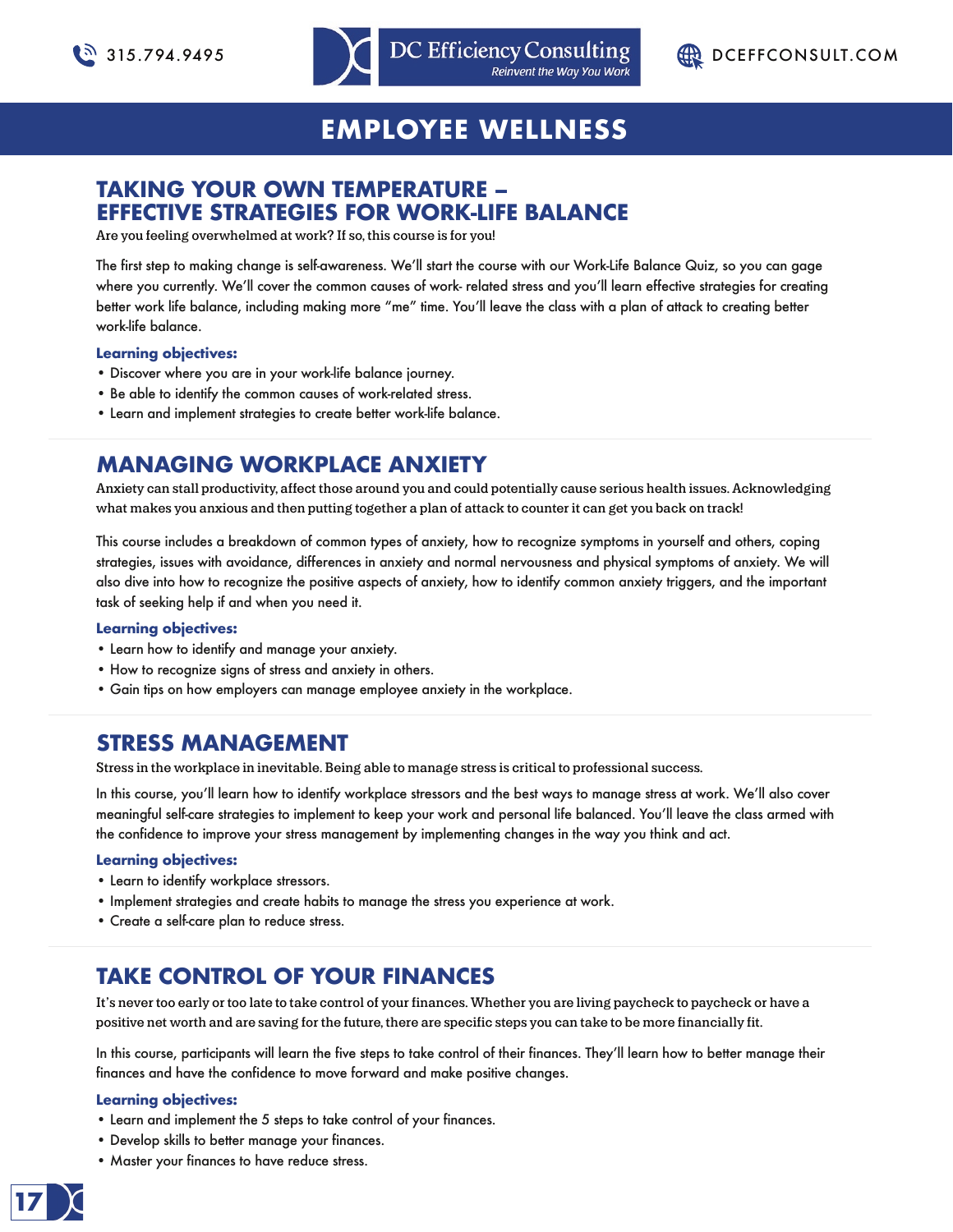# EMPLOYEE WELLNESS

## TAKING YOUR OWN TEMPERATURE – EFFECTIVE STRATEGIES FOR WORK-LIFE BALANCE

Are you feeling overwhelmed at work? If so, this course is for you!

The first step to making change is self-awareness. We'll start the course with our Work-Life Balance Quiz, so you can gage where you currently. We'll cover the common causes of work- related stress and you'll learn effective strategies for creating better work life balance, including making more "me" time. You'll leave the class with a plan of attack to creating better work-life balance.

**Learning objectives:**

- Discover where you are in your work-life balance journey.
- Be able to identify the common causes of work-related stress.
- Learn and implement strategies to create better work-life balance.

## MANAGING WORKPLACE ANXIETY

Anxiety can stall productivity, affect those around you and could potentially cause serious health issues. Acknowledging what makes you anxious and then putting together a plan of attack to counter it can get you back on track!

This course includes a breakdown of common types of anxiety, how to recognize symptoms in yourself and others, coping strategies, issues with avoidance, differences in anxiety and normal nervousness and physical symptoms of anxiety. We will also dive into how to recognize the positive aspects of anxiety, how to identify common anxiety triggers, and the important task of seeking help if and when you need it.

**Learning objectives:**

- Learn how to identify and manage your anxiety.
- How to recognize signs of stress and anxiety in others.
- Gain tips on how employers can manage employee anxiety in the workplace.

## STRESS MANAGEMENT

Stress in the workplace in inevitable. Being able to manage stress is critical to professional success.

In this course, you'll learn how to identify workplace stressors and the best ways to manage stress at work. We'll also cover meaningful self-care strategies to implement to keep your work and personal life balanced. You'll leave the class armed with the confidence to improve your stress management by implementing changes in the way you think and act.

**Learning objectives:**

- Learn to identify workplace stressors.
- Implement strategies and create habits to manage the stress you experience at work.
- Create a self-care plan to reduce stress.

## TAKE CONTROL OF YOUR FINANCES

It's never too early or too late to take control of your finances. Whether you are living paycheck to paycheck or have a positive net worth and are saving for the future, there are specific steps you can take to be more financially fit.

In this course, participants will learn the five steps to take control of their finances. They'll learn how to better manage their finances and have the confidence to move forward and make positive changes.

**Learning objectives:**

- Learn and implement the 5 steps to take control of your finances.
- Develop skills to better manage your finances.
- Master your finances to have reduce stress.